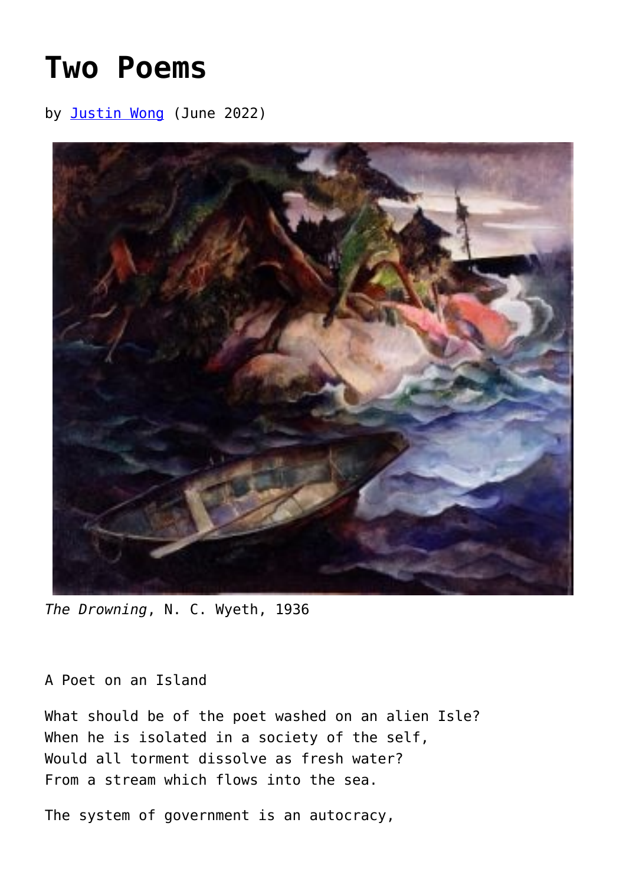# Two Poems

by Justin Wong (June 2022)

*The Drowning*, N. C. Wyeth, 1936

A Poet on an Island

What should be of the poet washed on an alien Isle?
When he is isolated in a society of the self,
Would all torment dissolve as fresh water?
From a stream which flows into the sea.

The system of government is an autocracy,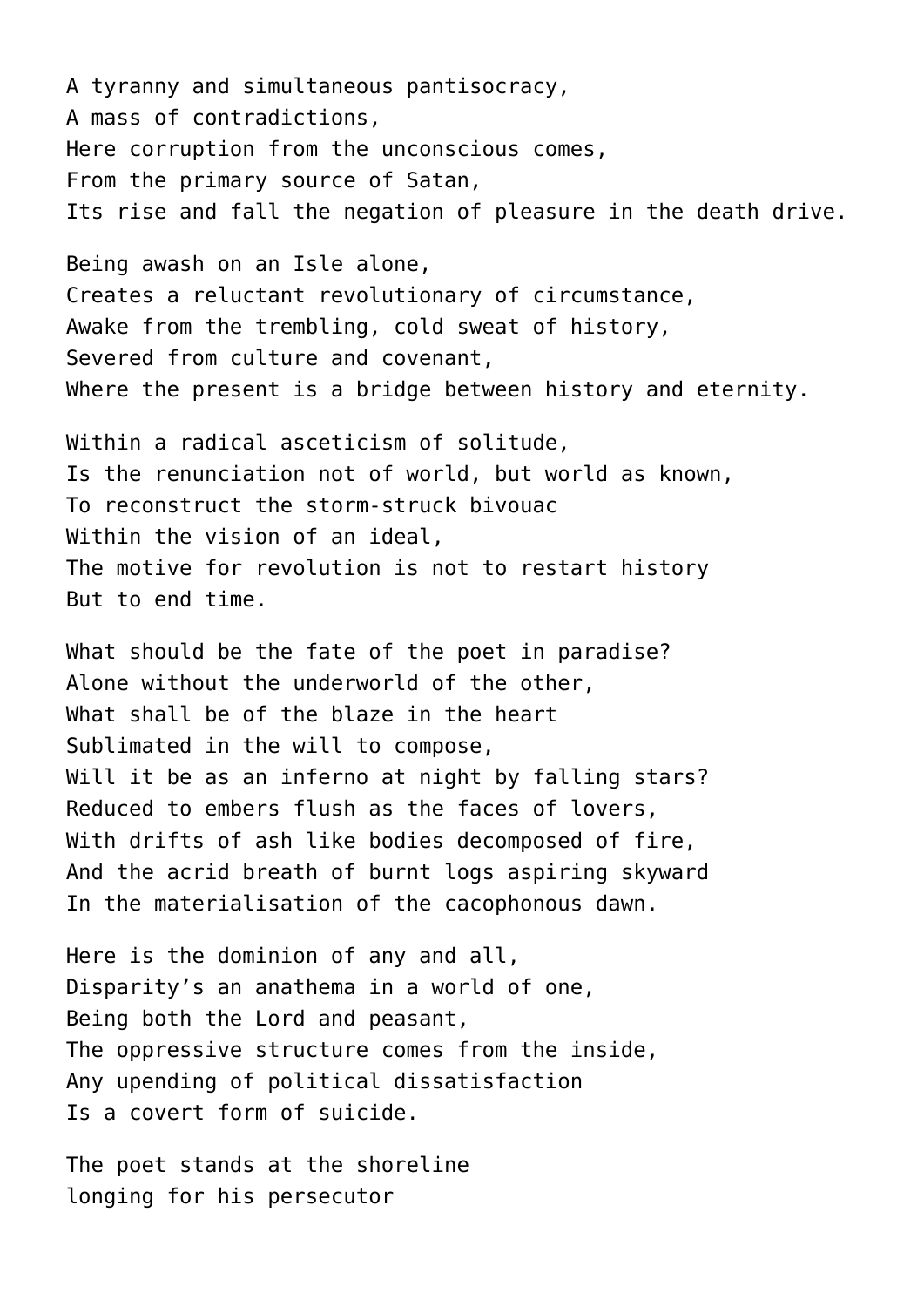A tyranny and simultaneous pantisocracy,
A mass of contradictions,
Here corruption from the unconscious comes,
From the primary source of Satan,
Its rise and fall the negation of pleasure in the death drive.

Being awash on an Isle alone,
Creates a reluctant revolutionary of circumstance,
Awake from the trembling, cold sweat of history,
Severed from culture and covenant,
Where the present is a bridge between history and eternity.

Within a radical asceticism of solitude,
Is the renunciation not of world, but world as known,
To reconstruct the storm-struck bivouac
Within the vision of an ideal,
The motive for revolution is not to restart history
But to end time.

What should be the fate of the poet in paradise?
Alone without the underworld of the other,
What shall be of the blaze in the heart
Sublimated in the will to compose,
Will it be as an inferno at night by falling stars?
Reduced to embers flush as the faces of lovers,
With drifts of ash like bodies decomposed of fire,
And the acrid breath of burnt logs aspiring skyward
In the materialisation of the cacophonous dawn.

Here is the dominion of any and all,
Disparity's an anathema in a world of one,
Being both the Lord and peasant,
The oppressive structure comes from the inside,
Any upending of political dissatisfaction
Is a covert form of suicide.

The poet stands at the shoreline
longing for his persecutor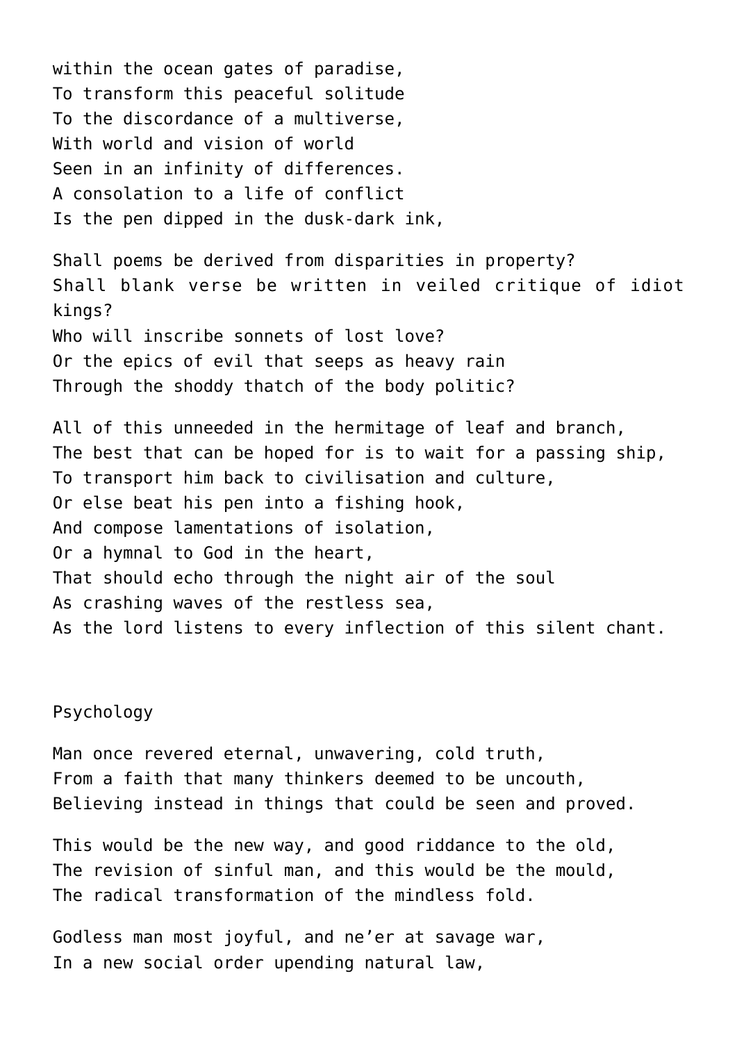within the ocean gates of paradise,  
To transform this peaceful solitude  
To the discordance of a multiverse,  
With world and vision of world  
Seen in an infinity of differences.  
A consolation to a life of conflict  
Is the pen dipped in the dusk-dark ink,

Shall poems be derived from disparities in property?  
Shall blank verse be written in veiled critique of idiot kings?  
Who will inscribe sonnets of lost love?  
Or the epics of evil that seeps as heavy rain  
Through the shoddy thatch of the body politic?

All of this unneeded in the hermitage of leaf and branch,  
The best that can be hoped for is to wait for a passing ship,  
To transport him back to civilisation and culture,  
Or else beat his pen into a fishing hook,  
And compose lamentations of isolation,  
Or a hymnal to God in the heart,  
That should echo through the night air of the soul  
As crashing waves of the restless sea,  
As the lord listens to every inflection of this silent chant.

## Psychology

Man once revered eternal, unwavering, cold truth,  
From a faith that many thinkers deemed to be uncouth,  
Believing instead in things that could be seen and proved.

This would be the new way, and good riddance to the old,  
The revision of sinful man, and this would be the mould,  
The radical transformation of the mindless fold.

Godless man most joyful, and ne’er at savage war,  
In a new social order upending natural law,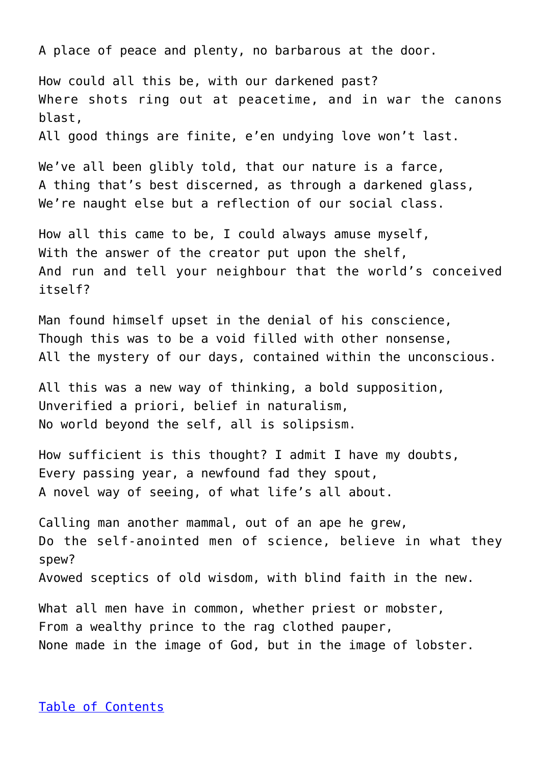A place of peace and plenty, no barbarous at the door.

How could all this be, with our darkened past?
Where shots ring out at peacetime, and in war the canons blast,
All good things are finite, e'en undying love won't last.

We've all been glibly told, that our nature is a farce,
A thing that's best discerned, as through a darkened glass,
We're naught else but a reflection of our social class.

How all this came to be, I could always amuse myself,
With the answer of the creator put upon the shelf,
And run and tell your neighbour that the world's conceived itself?

Man found himself upset in the denial of his conscience,
Though this was to be a void filled with other nonsense,
All the mystery of our days, contained within the unconscious.

All this was a new way of thinking, a bold supposition,
Unverified a priori, belief in naturalism,
No world beyond the self, all is solipsism.

How sufficient is this thought? I admit I have my doubts,
Every passing year, a newfound fad they spout,
A novel way of seeing, of what life's all about.

Calling man another mammal, out of an ape he grew,
Do the self-anointed men of science, believe in what they spew?
Avowed sceptics of old wisdom, with blind faith in the new.

What all men have in common, whether priest or mobster,
From a wealthy prince to the rag clothed pauper,
None made in the image of God, but in the image of lobster.

Table of Contents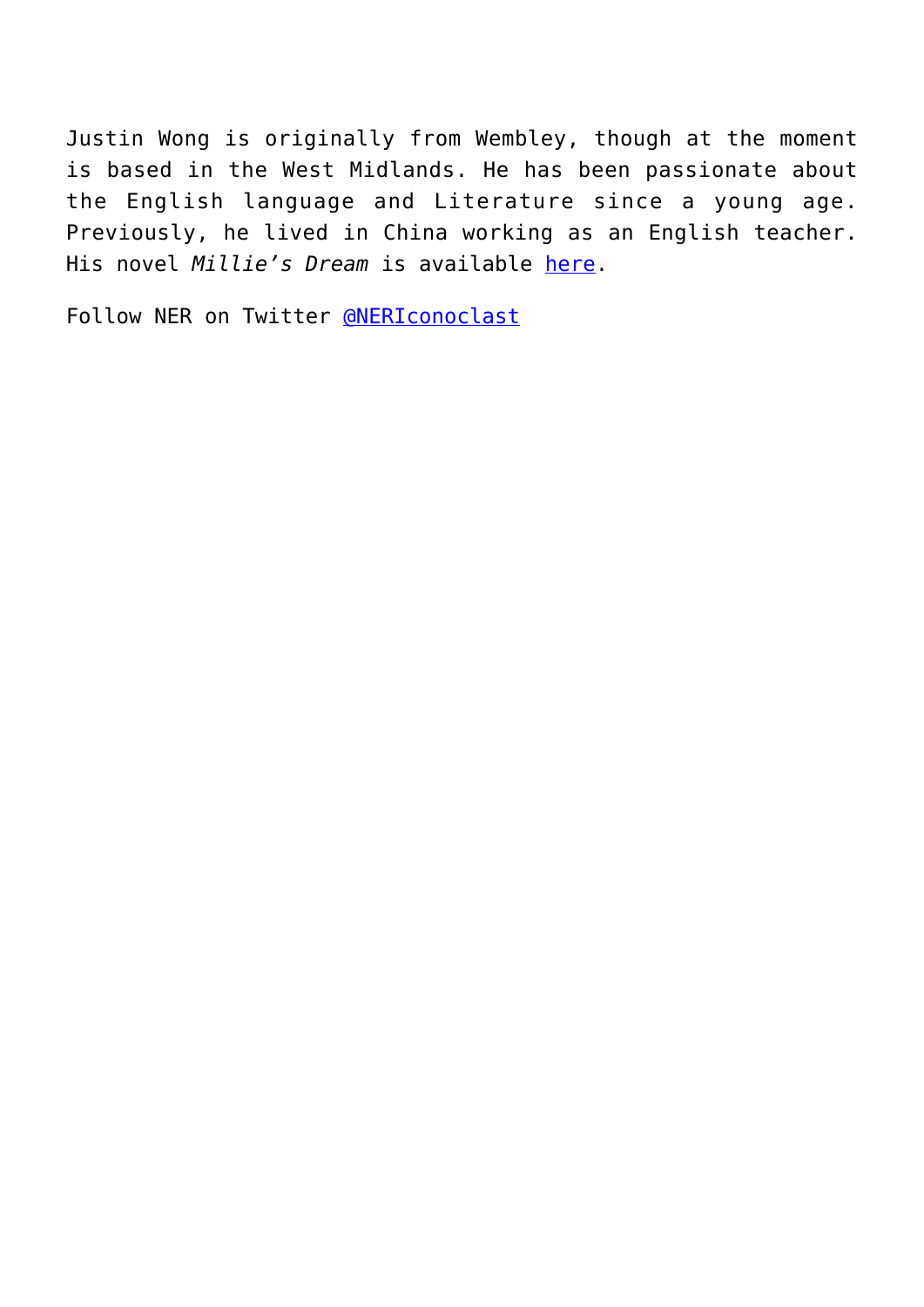Justin Wong is originally from Wembley, though at the moment is based in the West Midlands. He has been passionate about the English language and Literature since a young age. Previously, he lived in China working as an English teacher. His novel *Millie's Dream* is available here.

Follow NER on Twitter @NERIconoclast